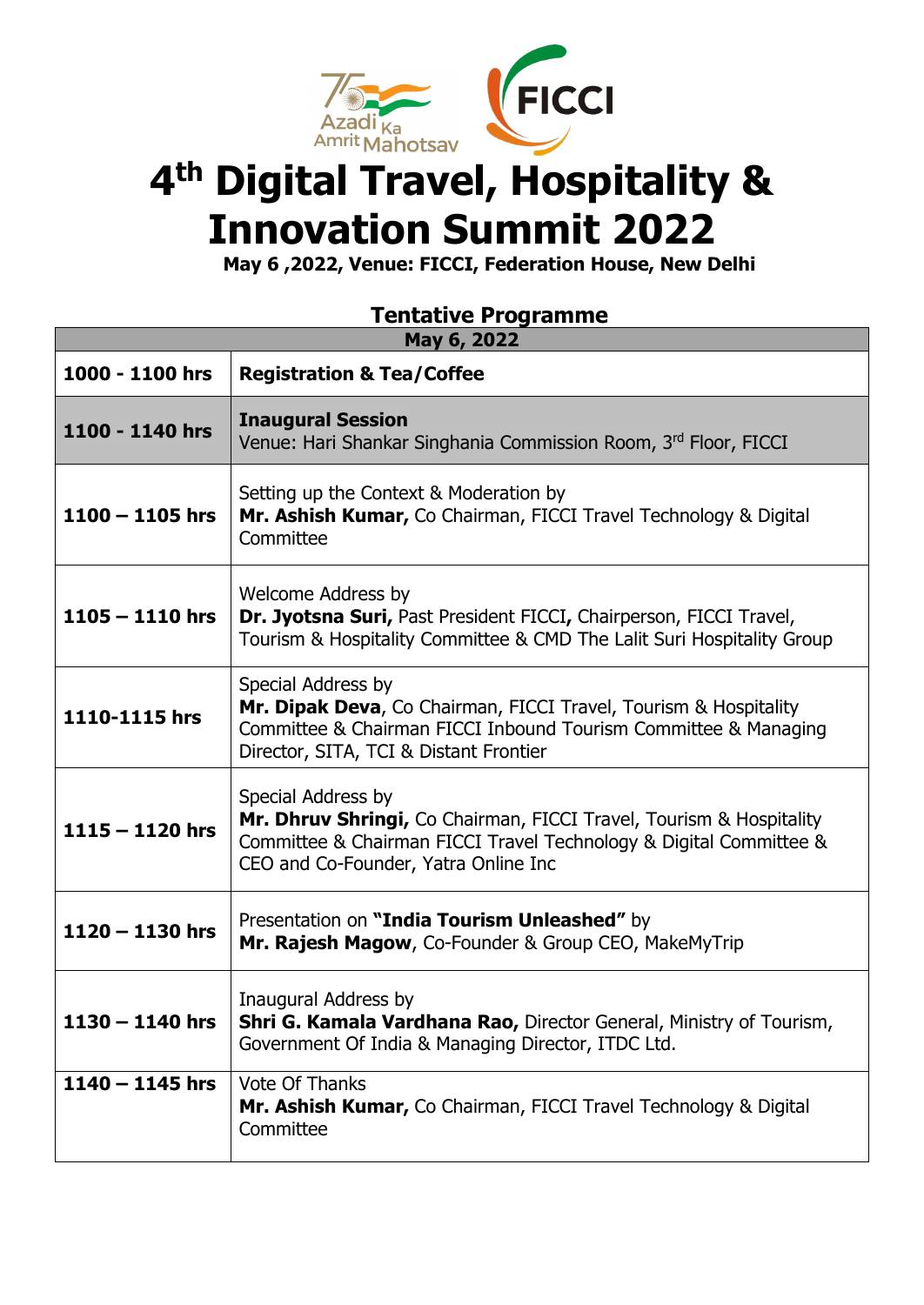# 4th Digital Travel, Hospitality & Innovation Summit 2022

**May 6 ,2022, Venue: FICCI, Federation House, New Delhi**

## Tentative Programme

| May 6, 2022 | |
|---|---|
| **1000 - 1100 hrs** | **Registration & Tea/Coffee** |
| **1100 - 1140 hrs** | **Inaugural Session**<br>Venue: Hari Shankar Singhania Commission Room, 3rd Floor, FICCI |
| **1100 – 1105 hrs** | Setting up the Context & Moderation by<br>**Mr. Ashish Kumar,** Co Chairman, FICCI Travel Technology & Digital Committee |
| **1105 – 1110 hrs** | Welcome Address by<br>**Dr. Jyotsna Suri,** Past President FICCI**,** Chairperson, FICCI Travel, Tourism & Hospitality Committee & CMD The Lalit Suri Hospitality Group |
| **1110-1115 hrs** | Special Address by<br>**Mr. Dipak Deva**, Co Chairman, FICCI Travel, Tourism & Hospitality Committee & Chairman FICCI Inbound Tourism Committee & Managing Director, SITA, TCI & Distant Frontier |
| **1115 – 1120 hrs** | Special Address by<br>**Mr. Dhruv Shringi,** Co Chairman, FICCI Travel, Tourism & Hospitality Committee & Chairman FICCI Travel Technology & Digital Committee & CEO and Co-Founder, Yatra Online Inc |
| **1120 – 1130 hrs** | Presentation on **"India Tourism Unleashed"** by<br>**Mr. Rajesh Magow**, Co-Founder & Group CEO, MakeMyTrip |
| **1130 – 1140 hrs** | Inaugural Address by<br>**Shri G. Kamala Vardhana Rao,** Director General, Ministry of Tourism, Government Of India & Managing Director, ITDC Ltd. |
| **1140 – 1145 hrs** | Vote Of Thanks<br>**Mr. Ashish Kumar,** Co Chairman, FICCI Travel Technology & Digital Committee |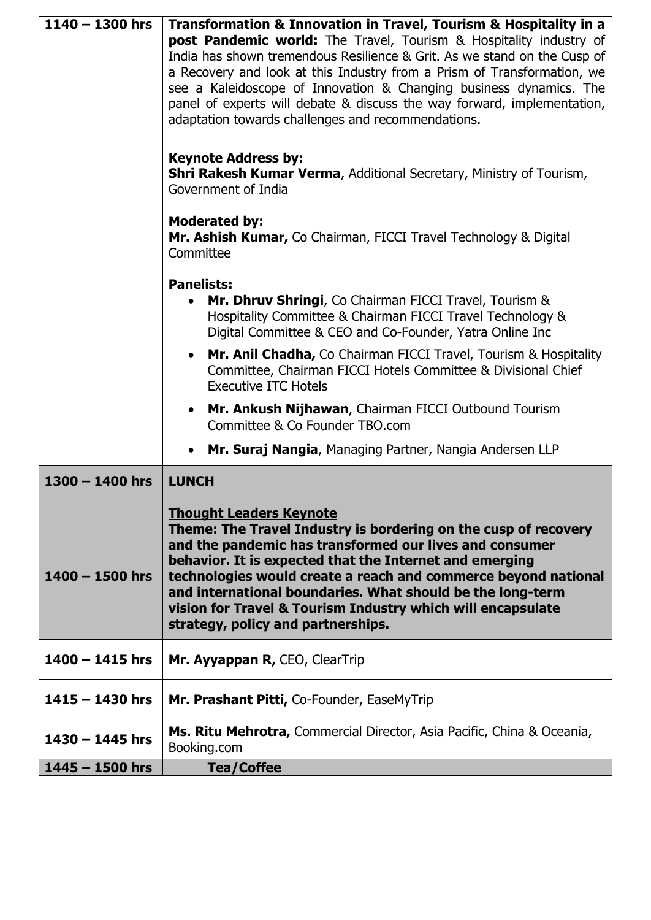| | |
|---|---|
| **1140 – 1300 hrs** | **Transformation & Innovation in Travel, Tourism & Hospitality in a post Pandemic world:** The Travel, Tourism & Hospitality industry of India has shown tremendous Resilience & Grit. As we stand on the Cusp of a Recovery and look at this Industry from a Prism of Transformation, we see a Kaleidoscope of Innovation & Changing business dynamics. The panel of experts will debate & discuss the way forward, implementation, adaptation towards challenges and recommendations.<br><br>**Keynote Address by:**<br>**Shri Rakesh Kumar Verma**, Additional Secretary, Ministry of Tourism, Government of India<br><br>**Moderated by:**<br>**Mr. Ashish Kumar,** Co Chairman, FICCI Travel Technology & Digital Committee<br><br>**Panelists:**<br>• **Mr. Dhruv Shringi**, Co Chairman FICCI Travel, Tourism & Hospitality Committee & Chairman FICCI Travel Technology & Digital Committee & CEO and Co-Founder, Yatra Online Inc<br>• **Mr. Anil Chadha,** Co Chairman FICCI Travel, Tourism & Hospitality Committee, Chairman FICCI Hotels Committee & Divisional Chief Executive ITC Hotels<br>• **Mr. Ankush Nijhawan**, Chairman FICCI Outbound Tourism Committee & Co Founder TBO.com<br>• **Mr. Suraj Nangia**, Managing Partner, Nangia Andersen LLP |
| **1300 – 1400 hrs** | **LUNCH** |
| **1400 – 1500 hrs** | **Thought Leaders Keynote**<br>**Theme: The Travel Industry is bordering on the cusp of recovery and the pandemic has transformed our lives and consumer behavior. It is expected that the Internet and emerging technologies would create a reach and commerce beyond national and international boundaries. What should be the long-term vision for Travel & Tourism Industry which will encapsulate strategy, policy and partnerships.** |
| **1400 – 1415 hrs** | **Mr. Ayyappan R,** CEO, ClearTrip |
| **1415 – 1430 hrs** | **Mr. Prashant Pitti,** Co-Founder, EaseMyTrip |
| **1430 – 1445 hrs** | **Ms. Ritu Mehrotra,** Commercial Director, Asia Pacific, China & Oceania, Booking.com |
| **1445 – 1500 hrs** | **Tea/Coffee** |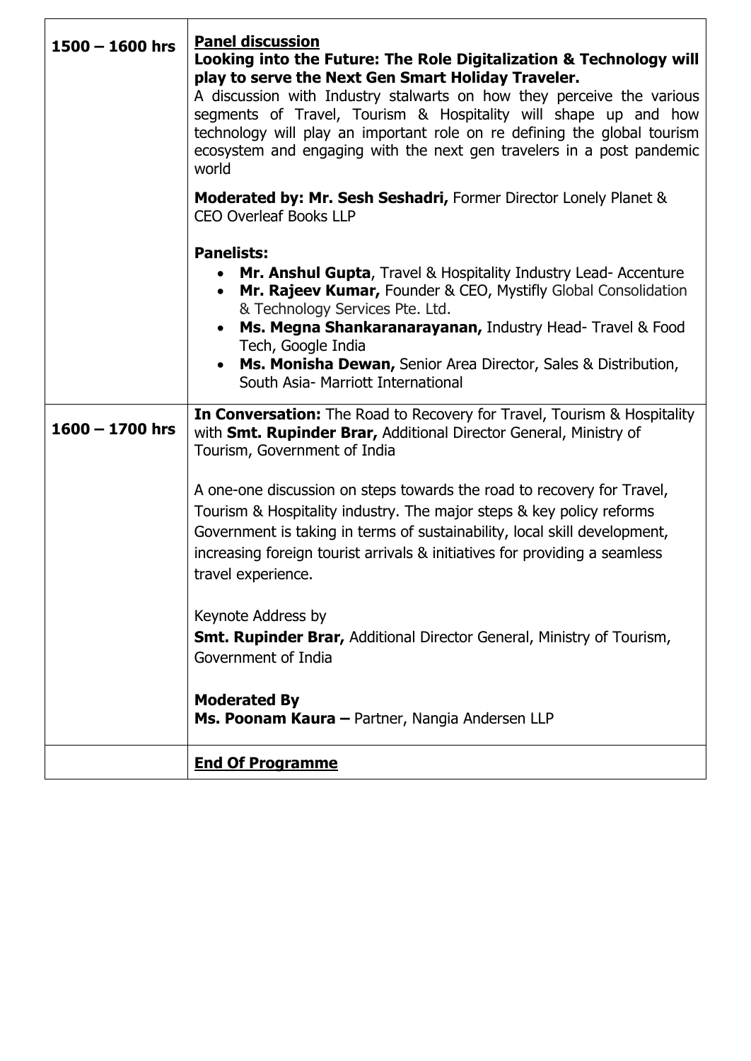| | |
|---|---|
| **1500 – 1600 hrs** | **<u>Panel discussion</u>**<br>**Looking into the Future: The Role Digitalization & Technology will play to serve the Next Gen Smart Holiday Traveler.**<br>A discussion with Industry stalwarts on how they perceive the various segments of Travel, Tourism & Hospitality will shape up and how technology will play an important role on re defining the global tourism ecosystem and engaging with the next gen travelers in a post pandemic world<br><br>**Moderated by: Mr. Sesh Seshadri,** Former Director Lonely Planet & CEO Overleaf Books LLP<br><br>**Panelists:**<br>• **Mr. Anshul Gupta**, Travel & Hospitality Industry Lead- Accenture<br>• **Mr. Rajeev Kumar,** Founder & CEO, Mystifly Global Consolidation & Technology Services Pte. Ltd.<br>• **Ms. Megna Shankaranarayanan,** Industry Head- Travel & Food Tech, Google India<br>• **Ms. Monisha Dewan,** Senior Area Director, Sales & Distribution, South Asia- Marriott International |
| **1600 – 1700 hrs** | **In Conversation:** The Road to Recovery for Travel, Tourism & Hospitality with **Smt. Rupinder Brar,** Additional Director General, Ministry of Tourism, Government of India<br><br>A one-one discussion on steps towards the road to recovery for Travel, Tourism & Hospitality industry. The major steps & key policy reforms Government is taking in terms of sustainability, local skill development, increasing foreign tourist arrivals & initiatives for providing a seamless travel experience.<br><br>Keynote Address by<br>**Smt. Rupinder Brar,** Additional Director General, Ministry of Tourism, Government of India<br><br>**Moderated By**<br>**Ms. Poonam Kaura –** Partner, Nangia Andersen LLP |
| | **<u>End Of Programme</u>** |